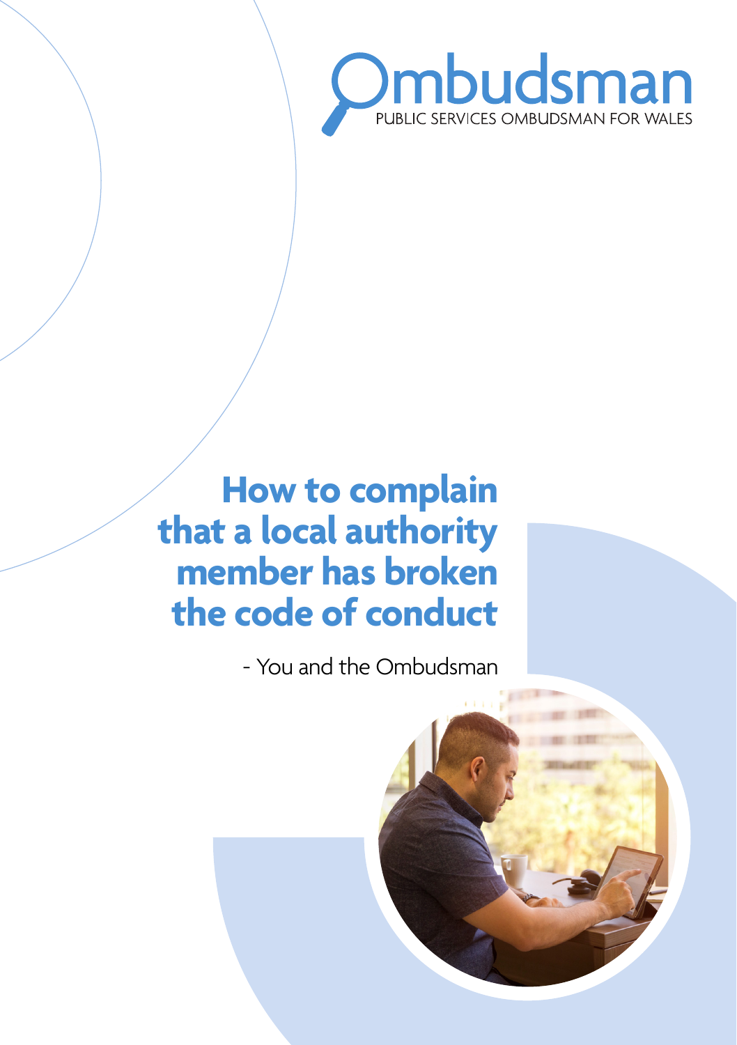Ombudsman

PUBLIC SERVICES OMBUDSMAN FOR WALES

# How to complain that a local authority member has broken the code of conduct

- You and the Ombudsman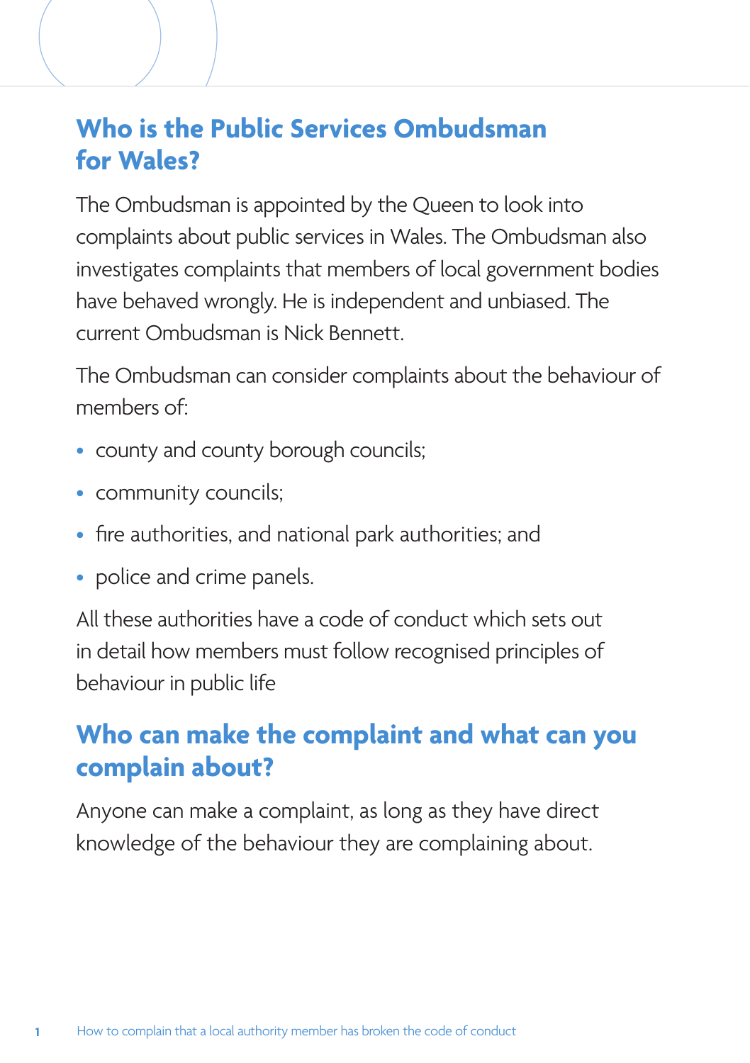## Who is the Public Services Ombudsman for Wales?

The Ombudsman is appointed by the Queen to look into complaints about public services in Wales. The Ombudsman also investigates complaints that members of local government bodies have behaved wrongly. He is independent and unbiased. The current Ombudsman is Nick Bennett.

The Ombudsman can consider complaints about the behaviour of members of:

- county and county borough councils;
- community councils;
- fire authorities, and national park authorities; and
- police and crime panels.

All these authorities have a code of conduct which sets out in detail how members must follow recognised principles of behaviour in public life

## Who can make the complaint and what can you complain about?

Anyone can make a complaint, as long as they have direct knowledge of the behaviour they are complaining about.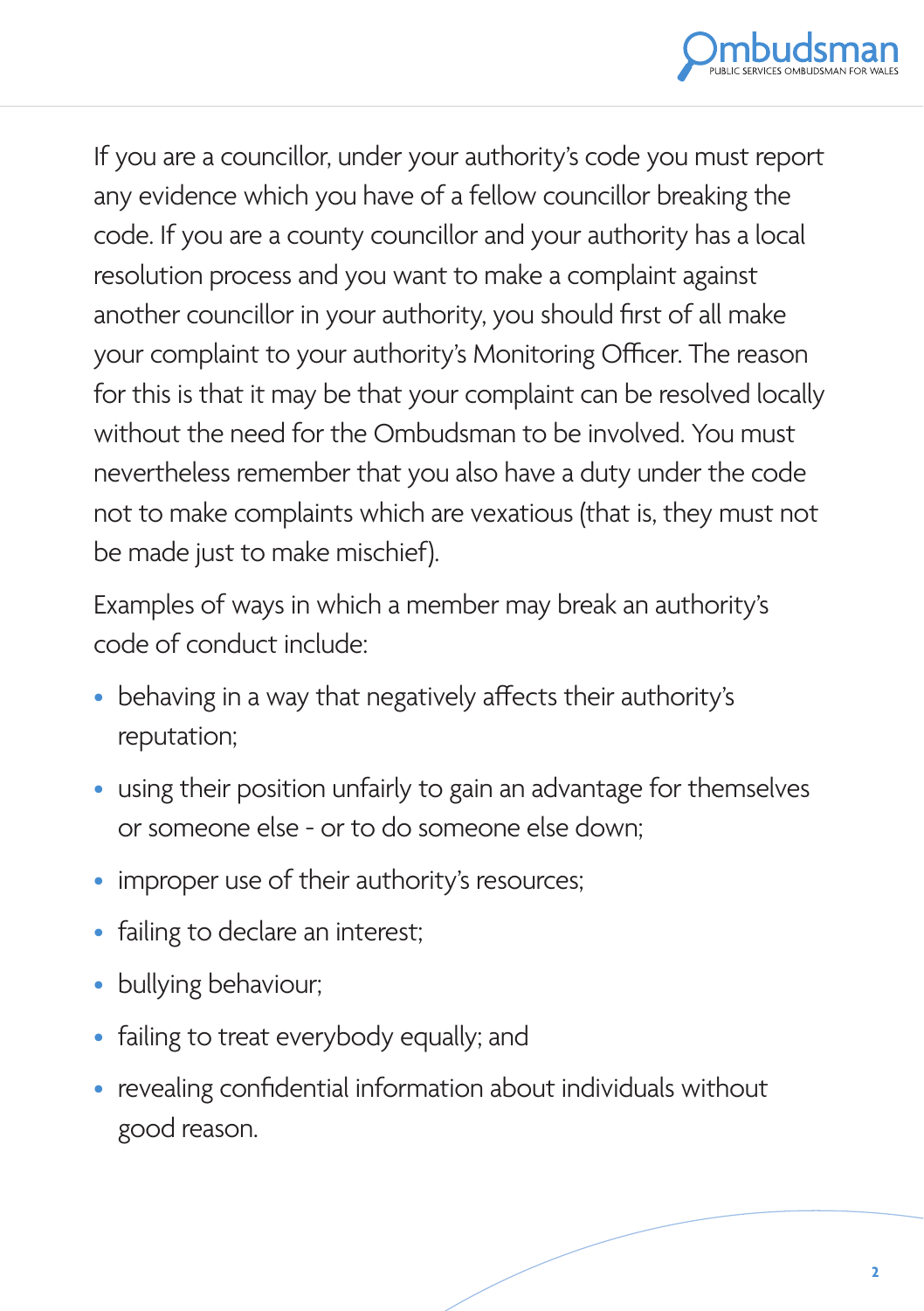If you are a councillor, under your authority's code you must report any evidence which you have of a fellow councillor breaking the code. If you are a county councillor and your authority has a local resolution process and you want to make a complaint against another councillor in your authority, you should first of all make your complaint to your authority's Monitoring Officer. The reason for this is that it may be that your complaint can be resolved locally without the need for the Ombudsman to be involved. You must nevertheless remember that you also have a duty under the code not to make complaints which are vexatious (that is, they must not be made just to make mischief).

Examples of ways in which a member may break an authority's code of conduct include:

- behaving in a way that negatively affects their authority's reputation;
- using their position unfairly to gain an advantage for themselves or someone else - or to do someone else down;
- improper use of their authority's resources;
- failing to declare an interest;
- bullying behaviour;
- failing to treat everybody equally; and
- revealing confidential information about individuals without good reason.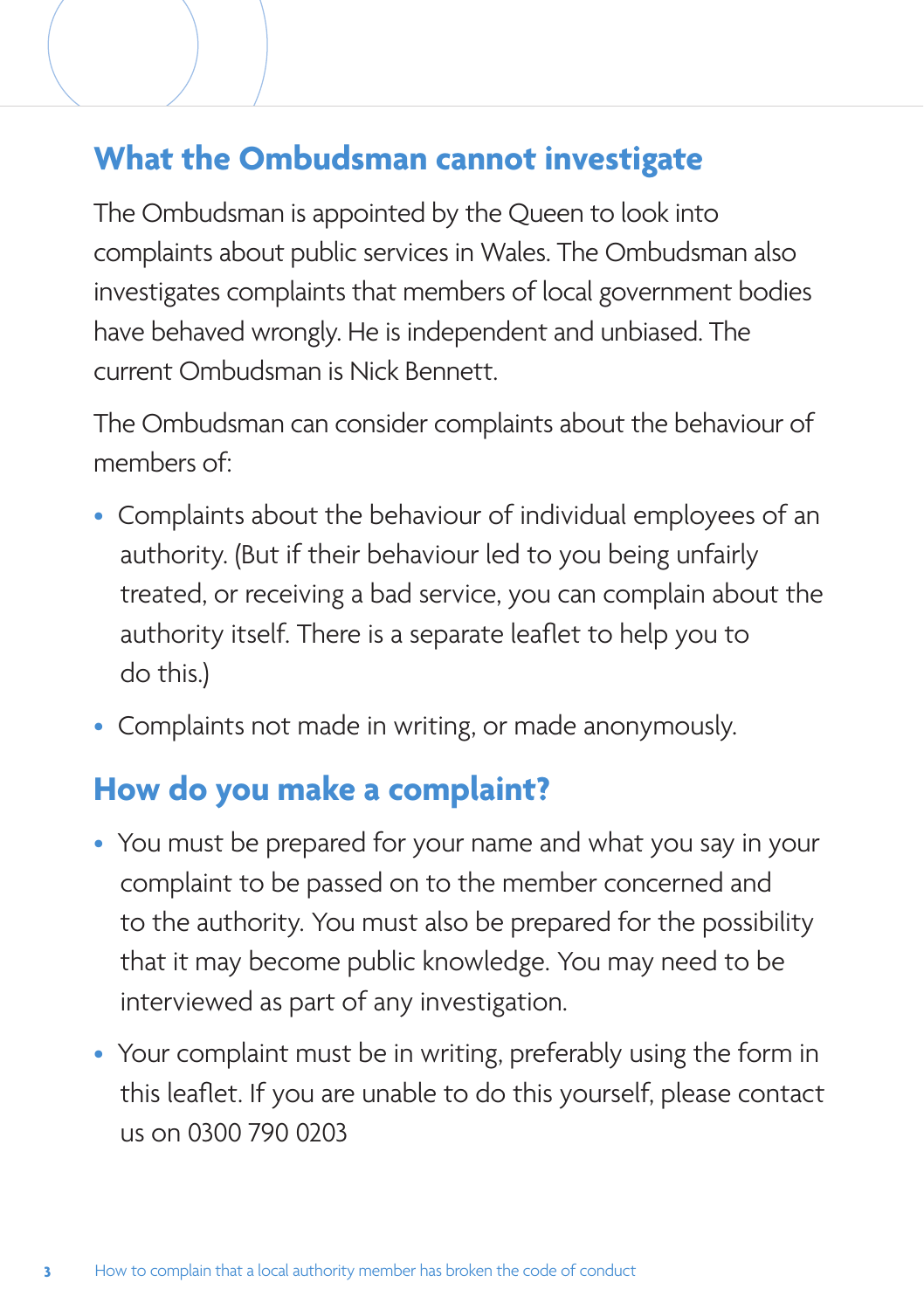## What the Ombudsman cannot investigate

The Ombudsman is appointed by the Queen to look into complaints about public services in Wales. The Ombudsman also investigates complaints that members of local government bodies have behaved wrongly. He is independent and unbiased. The current Ombudsman is Nick Bennett.

The Ombudsman can consider complaints about the behaviour of members of:

- Complaints about the behaviour of individual employees of an authority. (But if their behaviour led to you being unfairly treated, or receiving a bad service, you can complain about the authority itself. There is a separate leaflet to help you to do this.)
- Complaints not made in writing, or made anonymously.

## How do you make a complaint?

- You must be prepared for your name and what you say in your complaint to be passed on to the member concerned and to the authority. You must also be prepared for the possibility that it may become public knowledge. You may need to be interviewed as part of any investigation.
- Your complaint must be in writing, preferably using the form in this leaflet. If you are unable to do this yourself, please contact us on 0300 790 0203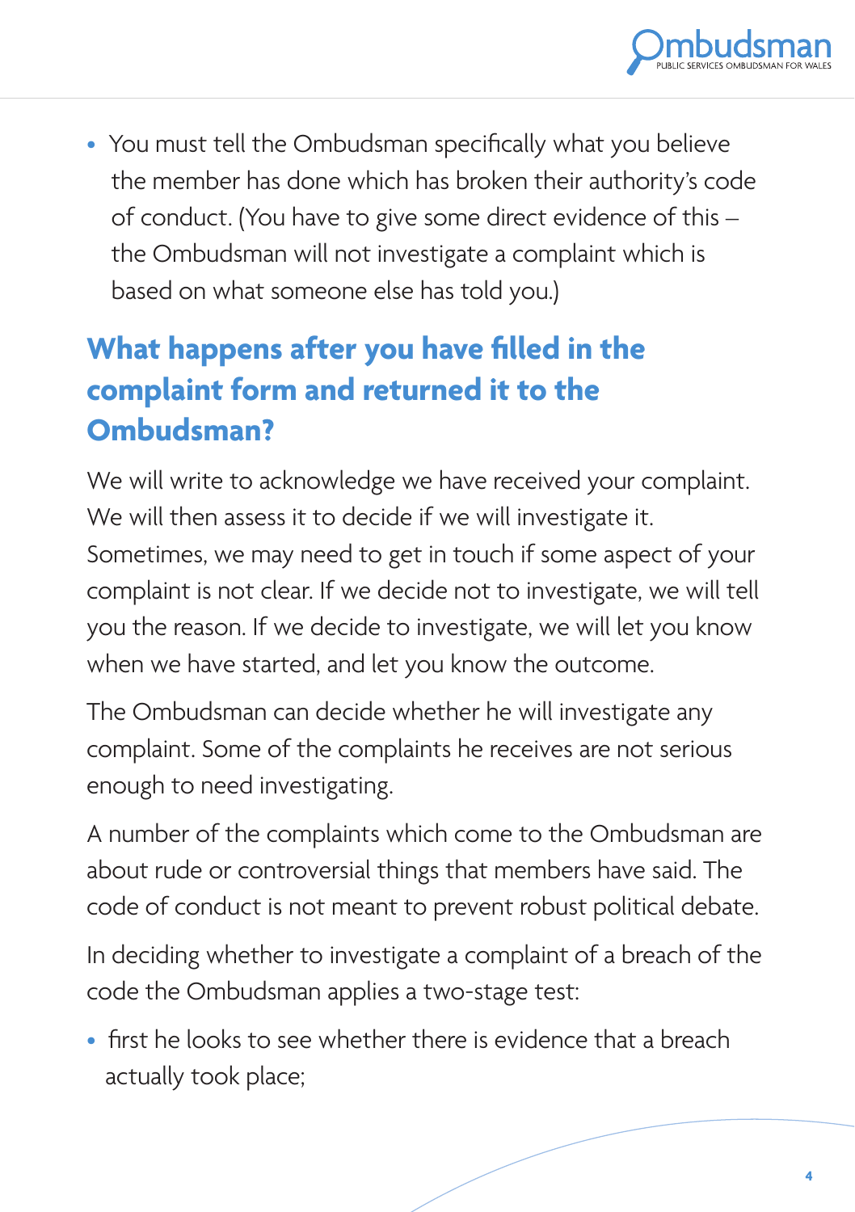- You must tell the Ombudsman specifically what you believe the member has done which has broken their authority's code of conduct. (You have to give some direct evidence of this – the Ombudsman will not investigate a complaint which is based on what someone else has told you.)

## What happens after you have filled in the complaint form and returned it to the Ombudsman?

We will write to acknowledge we have received your complaint. We will then assess it to decide if we will investigate it. Sometimes, we may need to get in touch if some aspect of your complaint is not clear. If we decide not to investigate, we will tell you the reason. If we decide to investigate, we will let you know when we have started, and let you know the outcome.

The Ombudsman can decide whether he will investigate any complaint. Some of the complaints he receives are not serious enough to need investigating.

A number of the complaints which come to the Ombudsman are about rude or controversial things that members have said. The code of conduct is not meant to prevent robust political debate.

In deciding whether to investigate a complaint of a breach of the code the Ombudsman applies a two-stage test:

- first he looks to see whether there is evidence that a breach actually took place;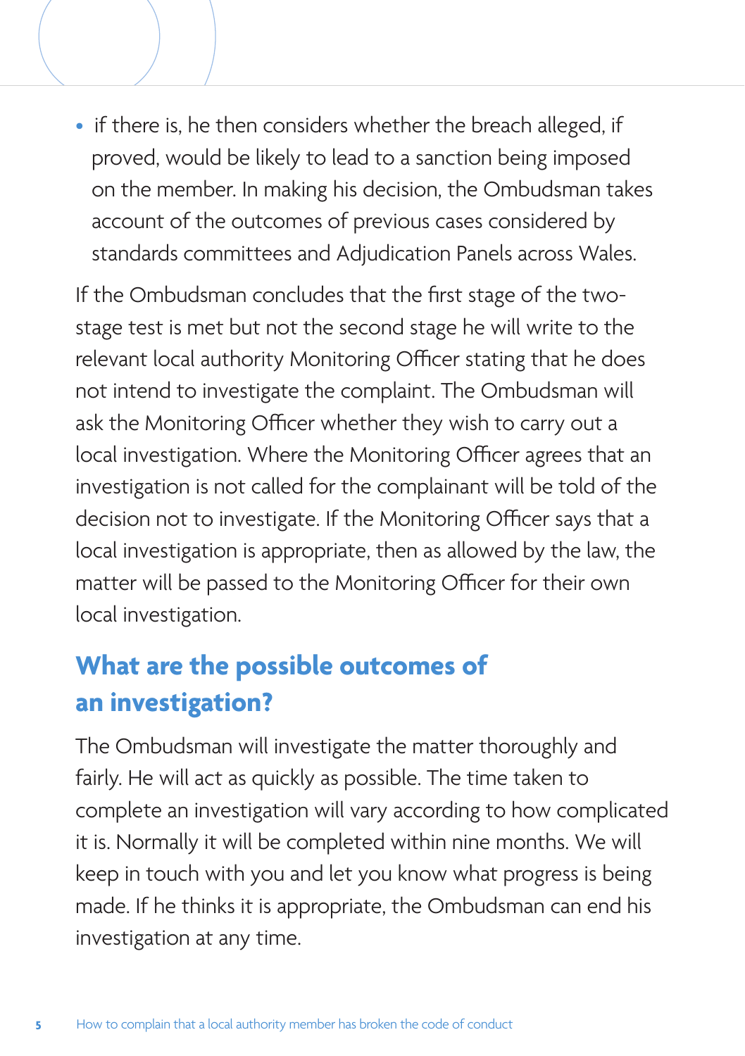- if there is, he then considers whether the breach alleged, if proved, would be likely to lead to a sanction being imposed on the member. In making his decision, the Ombudsman takes account of the outcomes of previous cases considered by standards committees and Adjudication Panels across Wales.

If the Ombudsman concludes that the first stage of the two-stage test is met but not the second stage he will write to the relevant local authority Monitoring Officer stating that he does not intend to investigate the complaint. The Ombudsman will ask the Monitoring Officer whether they wish to carry out a local investigation. Where the Monitoring Officer agrees that an investigation is not called for the complainant will be told of the decision not to investigate. If the Monitoring Officer says that a local investigation is appropriate, then as allowed by the law, the matter will be passed to the Monitoring Officer for their own local investigation.

## What are the possible outcomes of an investigation?

The Ombudsman will investigate the matter thoroughly and fairly. He will act as quickly as possible. The time taken to complete an investigation will vary according to how complicated it is. Normally it will be completed within nine months. We will keep in touch with you and let you know what progress is being made. If he thinks it is appropriate, the Ombudsman can end his investigation at any time.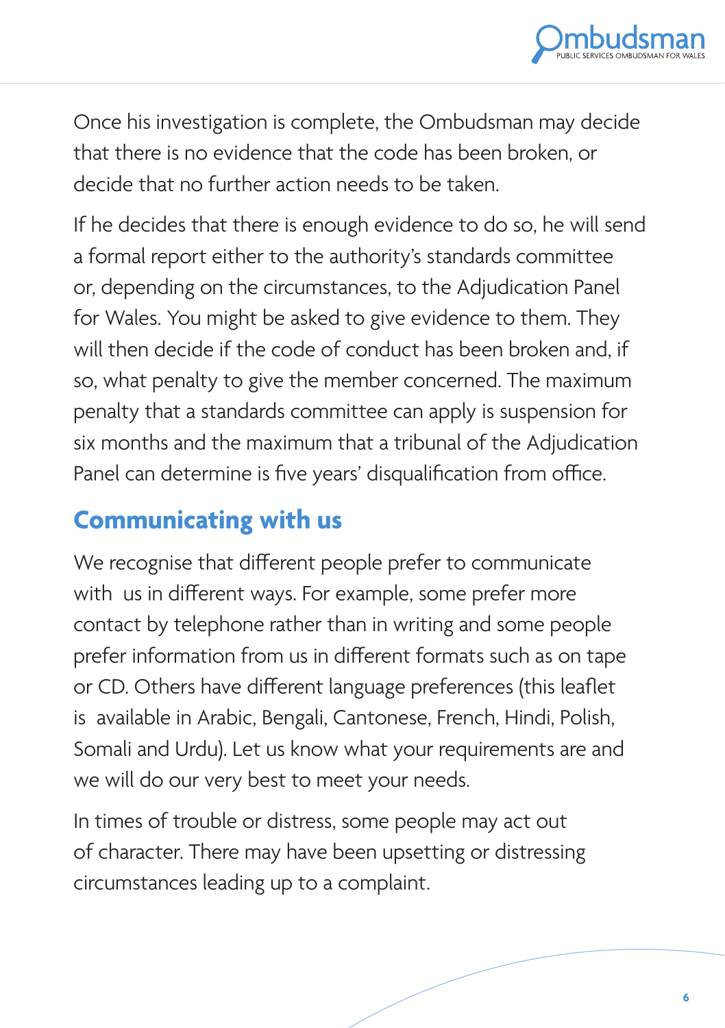Once his investigation is complete, the Ombudsman may decide that there is no evidence that the code has been broken, or decide that no further action needs to be taken.

If he decides that there is enough evidence to do so, he will send a formal report either to the authority's standards committee or, depending on the circumstances, to the Adjudication Panel for Wales. You might be asked to give evidence to them. They will then decide if the code of conduct has been broken and, if so, what penalty to give the member concerned. The maximum penalty that a standards committee can apply is suspension for six months and the maximum that a tribunal of the Adjudication Panel can determine is five years' disqualification from office.

## Communicating with us

We recognise that different people prefer to communicate with us in different ways. For example, some prefer more contact by telephone rather than in writing and some people prefer information from us in different formats such as on tape or CD. Others have different language preferences (this leaflet is available in Arabic, Bengali, Cantonese, French, Hindi, Polish, Somali and Urdu). Let us know what your requirements are and we will do our very best to meet your needs.

In times of trouble or distress, some people may act out of character. There may have been upsetting or distressing circumstances leading up to a complaint.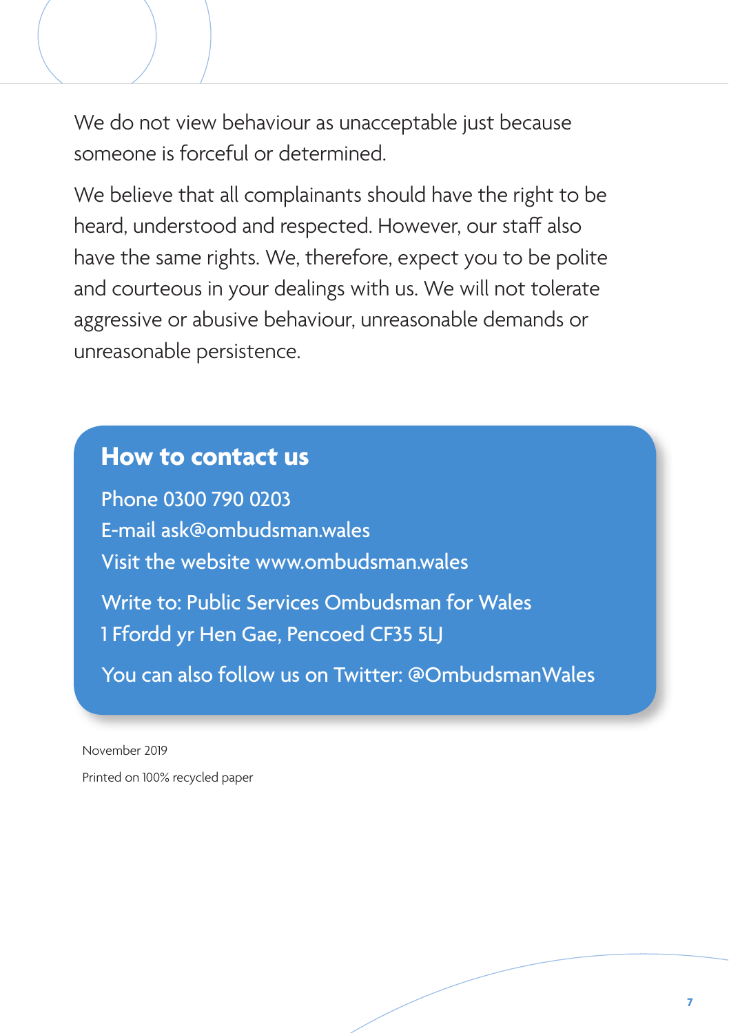We do not view behaviour as unacceptable just because someone is forceful or determined.

We believe that all complainants should have the right to be heard, understood and respected. However, our staff also have the same rights. We, therefore, expect you to be polite and courteous in your dealings with us. We will not tolerate aggressive or abusive behaviour, unreasonable demands or unreasonable persistence.

## How to contact us

Phone 0300 790 0203
E-mail ask@ombudsman.wales
Visit the website www.ombudsman.wales

Write to: Public Services Ombudsman for Wales
1 Ffordd yr Hen Gae, Pencoed CF35 5LJ

You can also follow us on Twitter: @OmbudsmanWales

November 2019

Printed on 100% recycled paper